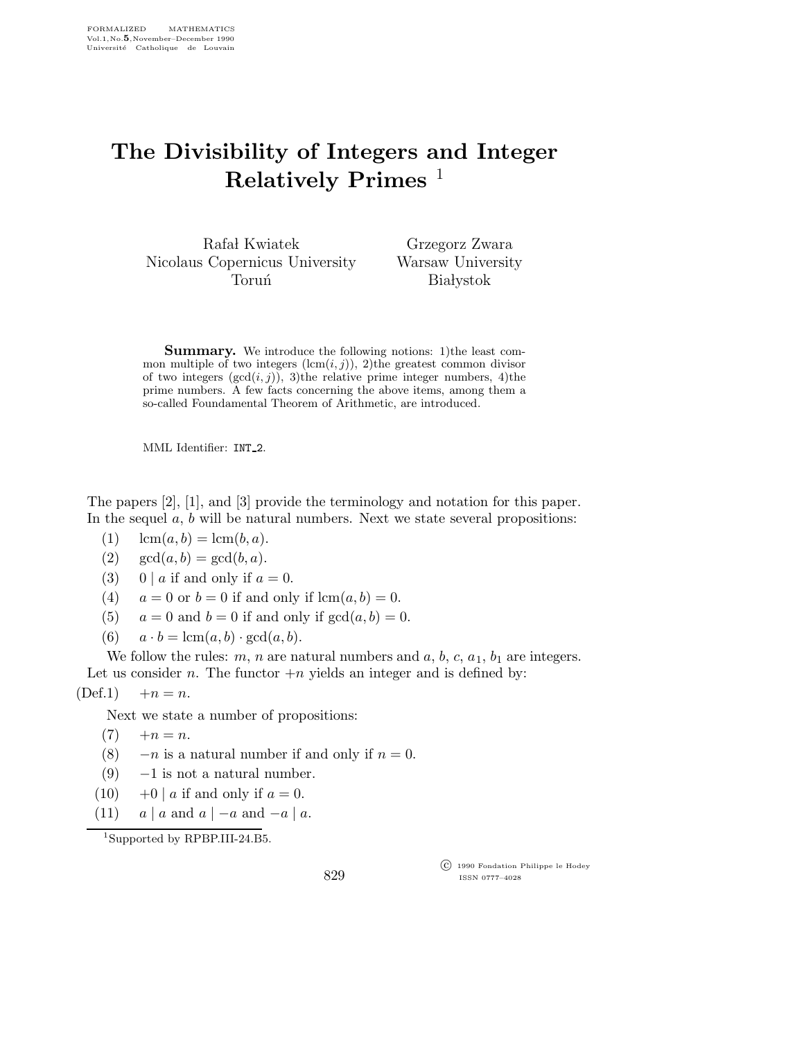# The Divisibility of Integers and Integer Relatively Primes [1]

Rafał Kwiatek
Nicolaus Copernicus University
Toruń

Grzegorz Zwara
Warsaw University
Białystok

**Summary.** We introduce the following notions: 1)the least common multiple of two integers ($\mathrm{lcm}(i,j)$), 2)the greatest common divisor of two integers ($\gcd(i,j)$), 3)the relative prime integer numbers, 4)the prime numbers. A few facts concerning the above items, among them a so-called Foundamental Theorem of Arithmetic, are introduced.

MML Identifier: INT_2.

The papers [2], [1], and [3] provide the terminology and notation for this paper. In the sequel $a$, $b$ will be natural numbers. Next we state several propositions:

(1) $\mathrm{lcm}(a,b) = \mathrm{lcm}(b,a)$.

(2) $\gcd(a,b) = \gcd(b,a)$.

(3) $0 \mid a$ if and only if $a = 0$.

(4) $a = 0$ or $b = 0$ if and only if $\mathrm{lcm}(a,b) = 0$.

(5) $a = 0$ and $b = 0$ if and only if $\gcd(a,b) = 0$.

(6) $a \cdot b = \mathrm{lcm}(a,b) \cdot \gcd(a,b)$.

We follow the rules: $m$, $n$ are natural numbers and $a$, $b$, $c$, $a_1$, $b_1$ are integers. Let us consider $n$. The functor $+n$ yields an integer and is defined by:

(Def.1) $+n = n$.

Next we state a number of propositions:

(7) $+n = n$.

(8) $-n$ is a natural number if and only if $n = 0$.

(9) $-1$ is not a natural number.

(10) $+0 \mid a$ if and only if $a = 0$.

(11) $a \mid a$ and $a \mid -a$ and $-a \mid a$.

[1] Supported by RPBP.III-24.B5.

© 1990 Fondation Philippe le Hodey
ISSN 0777–4028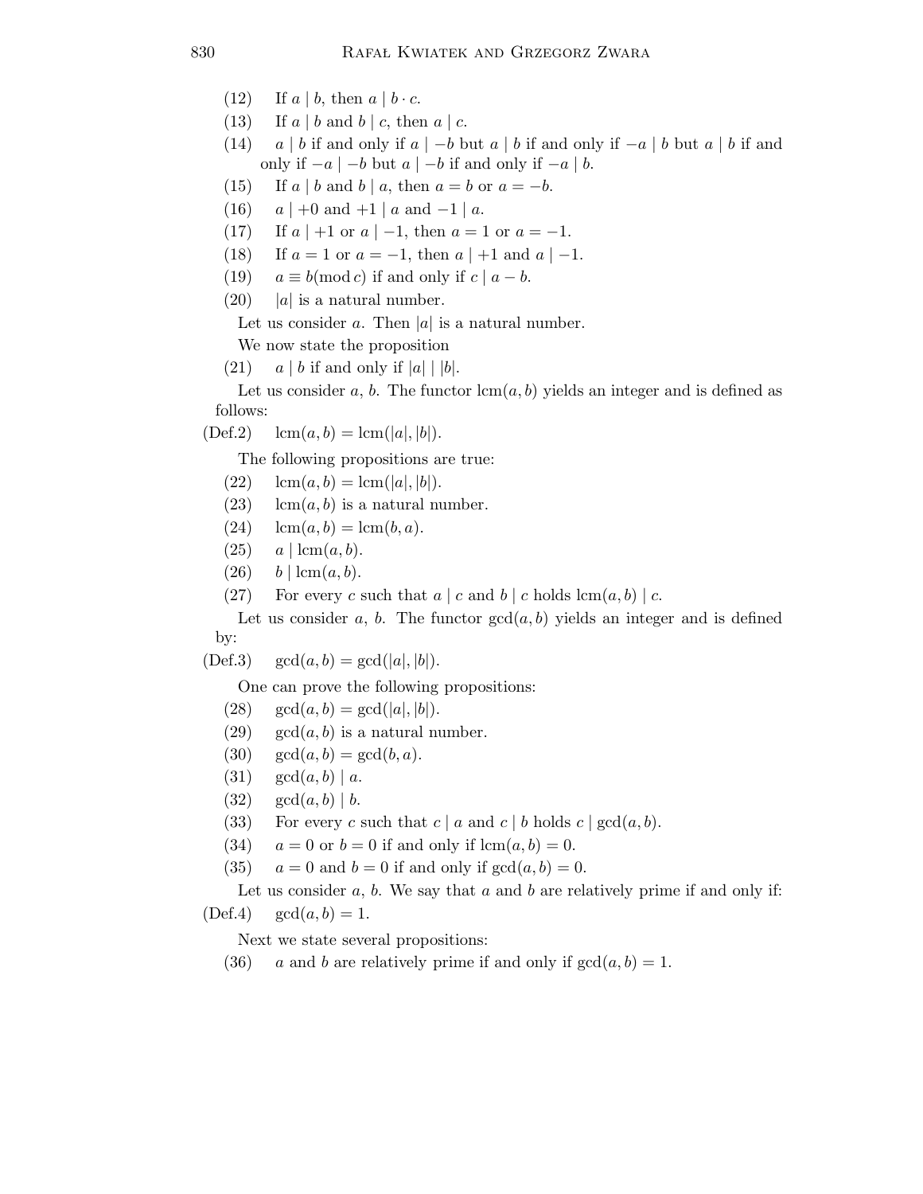(12) If $a \mid b$, then $a \mid b \cdot c$.

(13) If $a \mid b$ and $b \mid c$, then $a \mid c$.

(14) $a \mid b$ if and only if $a \mid -b$ but $a \mid b$ if and only if $-a \mid b$ but $a \mid b$ if and only if $-a \mid -b$ but $a \mid -b$ if and only if $-a \mid b$.

(15) If $a \mid b$ and $b \mid a$, then $a = b$ or $a = -b$.

(16) $a \mid +0$ and $+1 \mid a$ and $-1 \mid a$.

(17) If $a \mid +1$ or $a \mid -1$, then $a = 1$ or $a = -1$.

(18) If $a = 1$ or $a = -1$, then $a \mid +1$ and $a \mid -1$.

(19) $a \equiv b (\bmod\, c)$ if and only if $c \mid a - b$.

(20) $|a|$ is a natural number.

Let us consider $a$. Then $|a|$ is a natural number.

We now state the proposition

(21) $a \mid b$ if and only if $|a| \mid |b|$.

Let us consider $a$, $b$. The functor $\operatorname{lcm}(a, b)$ yields an integer and is defined as follows:

(Def.2) $\operatorname{lcm}(a, b) = \operatorname{lcm}(|a|, |b|)$.

The following propositions are true:

(22) $\operatorname{lcm}(a, b) = \operatorname{lcm}(|a|, |b|)$.

(23) $\operatorname{lcm}(a, b)$ is a natural number.

(24) $\operatorname{lcm}(a, b) = \operatorname{lcm}(b, a)$.

(25) $a \mid \operatorname{lcm}(a, b)$.

(26) $b \mid \operatorname{lcm}(a, b)$.

(27) For every $c$ such that $a \mid c$ and $b \mid c$ holds $\operatorname{lcm}(a, b) \mid c$.

Let us consider $a$, $b$. The functor $\gcd(a, b)$ yields an integer and is defined by:

(Def.3) $\gcd(a, b) = \gcd(|a|, |b|)$.

One can prove the following propositions:

(28) $\gcd(a, b) = \gcd(|a|, |b|)$.

(29) $\gcd(a, b)$ is a natural number.

(30) $\gcd(a, b) = \gcd(b, a)$.

(31) $\gcd(a, b) \mid a$.

(32) $\gcd(a, b) \mid b$.

(33) For every $c$ such that $c \mid a$ and $c \mid b$ holds $c \mid \gcd(a, b)$.

(34) $a = 0$ or $b = 0$ if and only if $\operatorname{lcm}(a, b) = 0$.

(35) $a = 0$ and $b = 0$ if and only if $\gcd(a, b) = 0$.

Let us consider $a$, $b$. We say that $a$ and $b$ are relatively prime if and only if:

(Def.4) $\gcd(a, b) = 1$.

Next we state several propositions:

(36) $a$ and $b$ are relatively prime if and only if $\gcd(a, b) = 1$.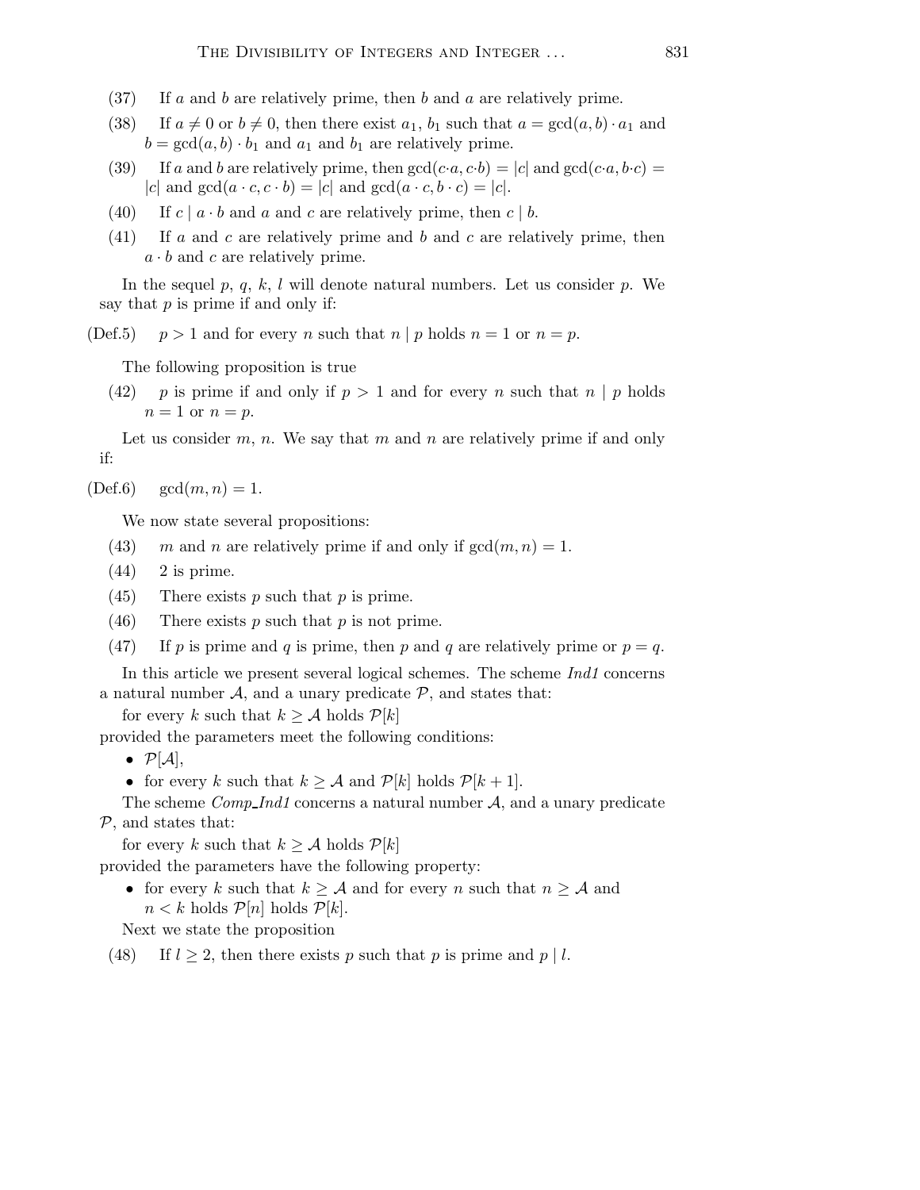(37) If $a$ and $b$ are relatively prime, then $b$ and $a$ are relatively prime.

(38) If $a \neq 0$ or $b \neq 0$, then there exist $a_1$, $b_1$ such that $a = \gcd(a, b) \cdot a_1$ and $b = \gcd(a, b) \cdot b_1$ and $a_1$ and $b_1$ are relatively prime.

(39) If $a$ and $b$ are relatively prime, then $\gcd(c \cdot a, c \cdot b) = |c|$ and $\gcd(c \cdot a, b \cdot c) = |c|$ and $\gcd(a \cdot c, c \cdot b) = |c|$ and $\gcd(a \cdot c, b \cdot c) = |c|$.

(40) If $c \mid a \cdot b$ and $a$ and $c$ are relatively prime, then $c \mid b$.

(41) If $a$ and $c$ are relatively prime and $b$ and $c$ are relatively prime, then $a \cdot b$ and $c$ are relatively prime.

In the sequel $p$, $q$, $k$, $l$ will denote natural numbers. Let us consider $p$. We say that $p$ is prime if and only if:

(Def.5) $p > 1$ and for every $n$ such that $n \mid p$ holds $n = 1$ or $n = p$.

The following proposition is true

(42) $p$ is prime if and only if $p > 1$ and for every $n$ such that $n \mid p$ holds $n = 1$ or $n = p$.

Let us consider $m$, $n$. We say that $m$ and $n$ are relatively prime if and only if:

(Def.6) $\gcd(m, n) = 1$.

We now state several propositions:

(43) $m$ and $n$ are relatively prime if and only if $\gcd(m, n) = 1$.

(44) 2 is prime.

(45) There exists $p$ such that $p$ is prime.

(46) There exists $p$ such that $p$ is not prime.

(47) If $p$ is prime and $q$ is prime, then $p$ and $q$ are relatively prime or $p = q$.

In this article we present several logical schemes. The scheme *Ind1* concerns a natural number $\mathcal{A}$, and a unary predicate $\mathcal{P}$, and states that:

for every $k$ such that $k \geq \mathcal{A}$ holds $\mathcal{P}[k]$

provided the parameters meet the following conditions:

- $\mathcal{P}[\mathcal{A}]$,
- for every $k$ such that $k \geq \mathcal{A}$ and $\mathcal{P}[k]$ holds $\mathcal{P}[k + 1]$.

The scheme *Comp_Ind1* concerns a natural number $\mathcal{A}$, and a unary predicate $\mathcal{P}$, and states that:

for every $k$ such that $k \geq \mathcal{A}$ holds $\mathcal{P}[k]$

provided the parameters have the following property:

- for every $k$ such that $k \geq \mathcal{A}$ and for every $n$ such that $n \geq \mathcal{A}$ and $n < k$ holds $\mathcal{P}[n]$ holds $\mathcal{P}[k]$.

Next we state the proposition

(48) If $l \geq 2$, then there exists $p$ such that $p$ is prime and $p \mid l$.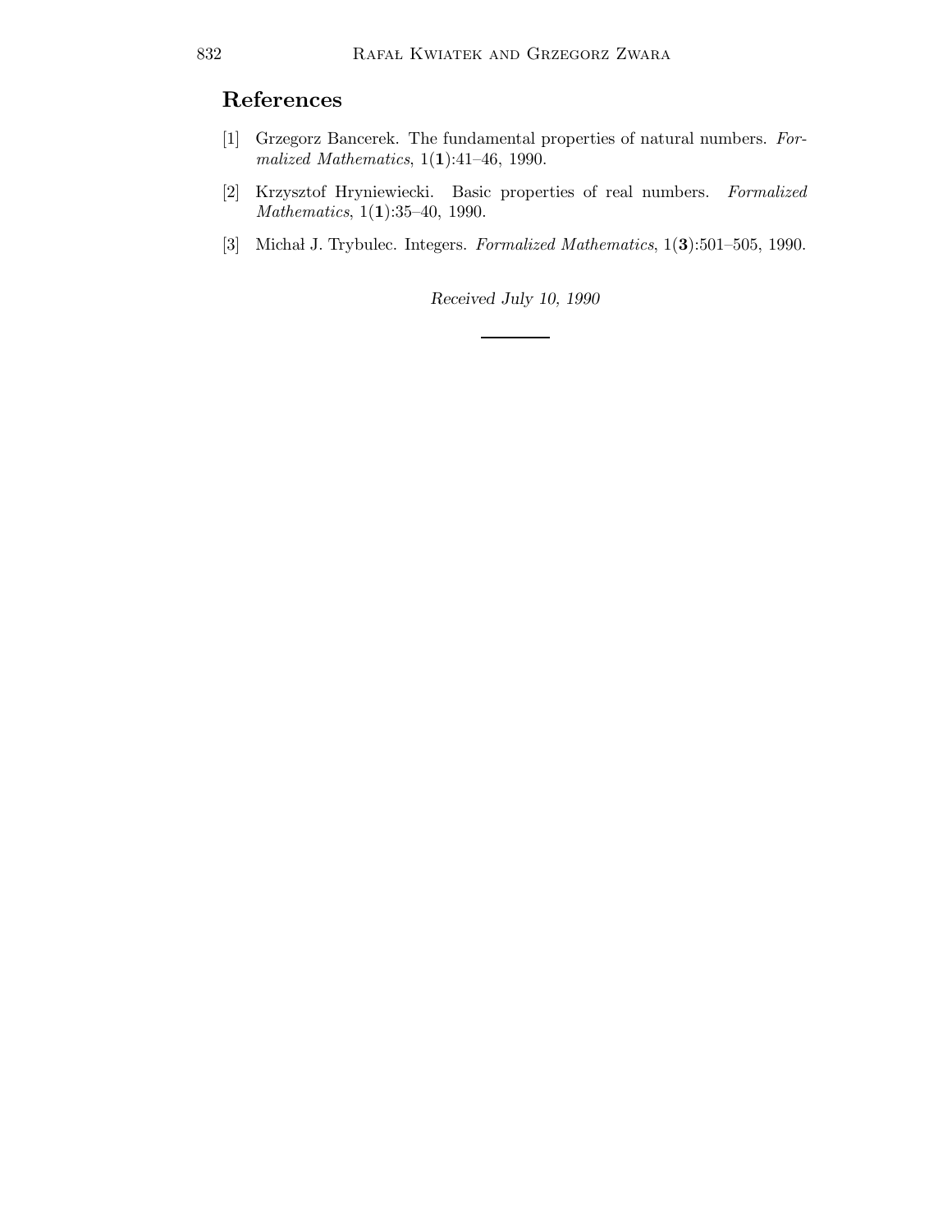## References

[1] Grzegorz Bancerek. The fundamental properties of natural numbers. *Formalized Mathematics*, 1(**1**):41–46, 1990.

[2] Krzysztof Hryniewiecki. Basic properties of real numbers. *Formalized Mathematics*, 1(**1**):35–40, 1990.

[3] Michał J. Trybulec. Integers. *Formalized Mathematics*, 1(**3**):501–505, 1990.

*Received July 10, 1990*